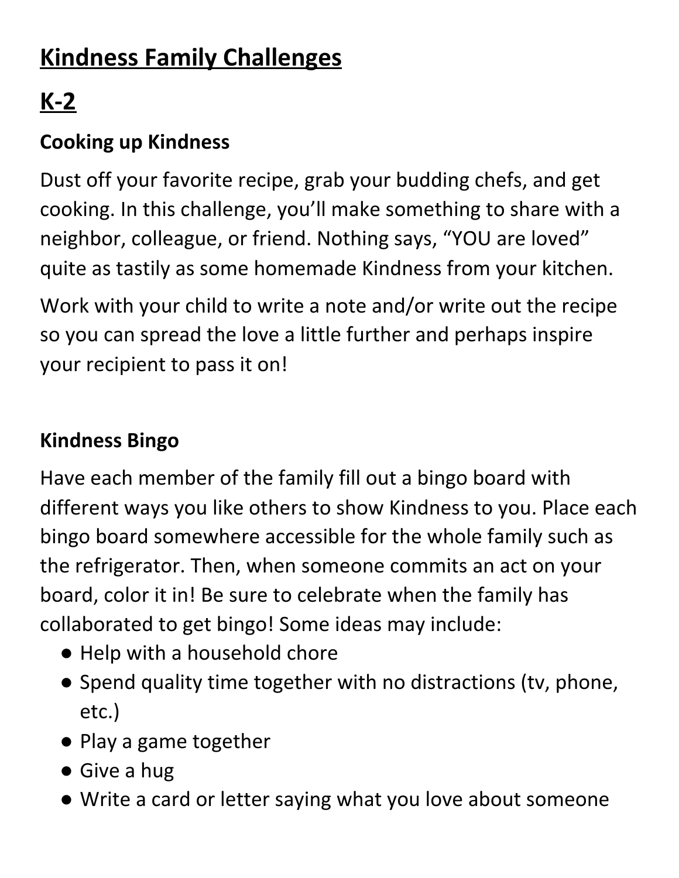# Kindness Family Challenges

# K-2

### Cooking up Kindness

Dust off your favorite recipe, grab your budding chefs, and get cooking. In this challenge, you'll make something to share with a neighbor, colleague, or friend. Nothing says, "YOU are loved" quite as tastily as some homemade Kindness from your kitchen.

Work with your child to write a note and/or write out the recipe so you can spread the love a little further and perhaps inspire your recipient to pass it on!

### Kindness Bingo

Have each member of the family fill out a bingo board with different ways you like others to show Kindness to you. Place each bingo board somewhere accessible for the whole family such as the refrigerator. Then, when someone commits an act on your board, color it in! Be sure to celebrate when the family has collaborated to get bingo! Some ideas may include:

- Help with a household chore
- Spend quality time together with no distractions (tv, phone, etc.)
- Play a game together
- Give a hug
- Write a card or letter saying what you love about someone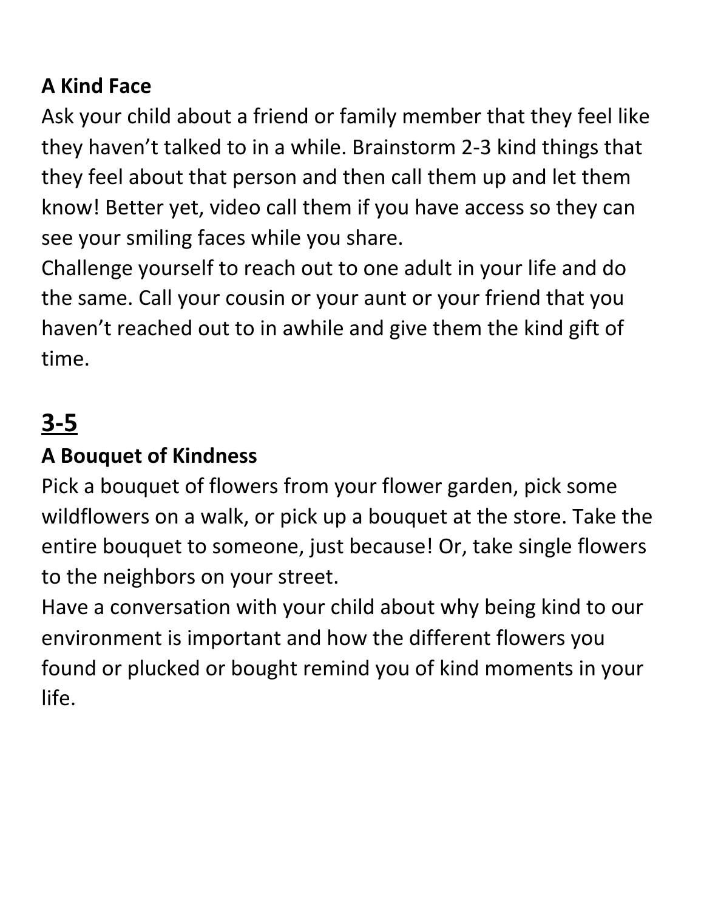**A Kind Face**

Ask your child about a friend or family member that they feel like they haven't talked to in a while. Brainstorm 2-3 kind things that they feel about that person and then call them up and let them know! Better yet, video call them if you have access so they can see your smiling faces while you share.

Challenge yourself to reach out to one adult in your life and do the same. Call your cousin or your aunt or your friend that you haven't reached out to in awhile and give them the kind gift of time.

## <u>3-5</u>

**A Bouquet of Kindness**

Pick a bouquet of flowers from your flower garden, pick some wildflowers on a walk, or pick up a bouquet at the store. Take the entire bouquet to someone, just because! Or, take single flowers to the neighbors on your street.

Have a conversation with your child about why being kind to our environment is important and how the different flowers you found or plucked or bought remind you of kind moments in your life.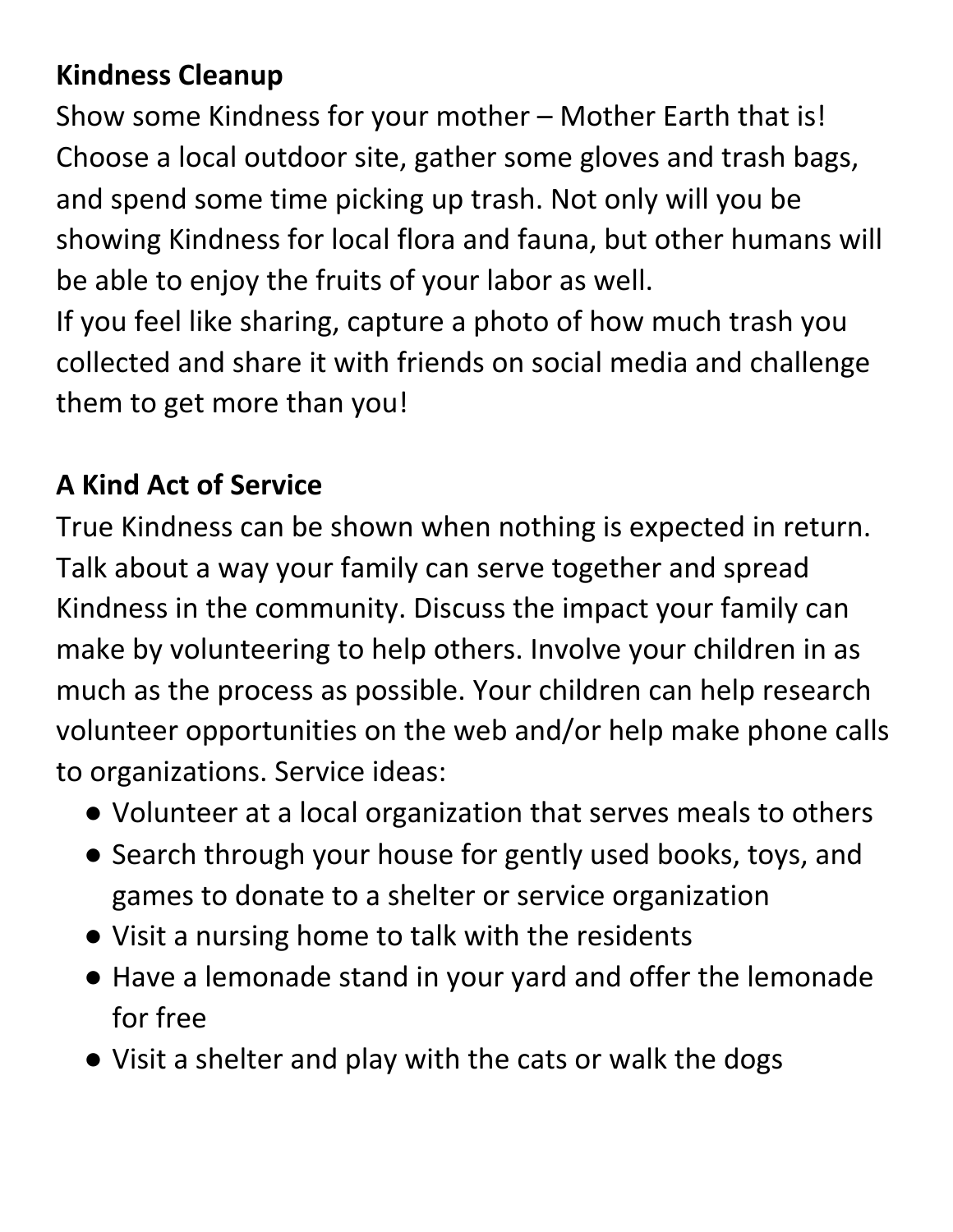**Kindness Cleanup**

Show some Kindness for your mother – Mother Earth that is! Choose a local outdoor site, gather some gloves and trash bags, and spend some time picking up trash. Not only will you be showing Kindness for local flora and fauna, but other humans will be able to enjoy the fruits of your labor as well.

If you feel like sharing, capture a photo of how much trash you collected and share it with friends on social media and challenge them to get more than you!

**A Kind Act of Service**

True Kindness can be shown when nothing is expected in return. Talk about a way your family can serve together and spread Kindness in the community. Discuss the impact your family can make by volunteering to help others. Involve your children in as much as the process as possible. Your children can help research volunteer opportunities on the web and/or help make phone calls to organizations. Service ideas:

- Volunteer at a local organization that serves meals to others
- Search through your house for gently used books, toys, and games to donate to a shelter or service organization
- Visit a nursing home to talk with the residents
- Have a lemonade stand in your yard and offer the lemonade for free
- Visit a shelter and play with the cats or walk the dogs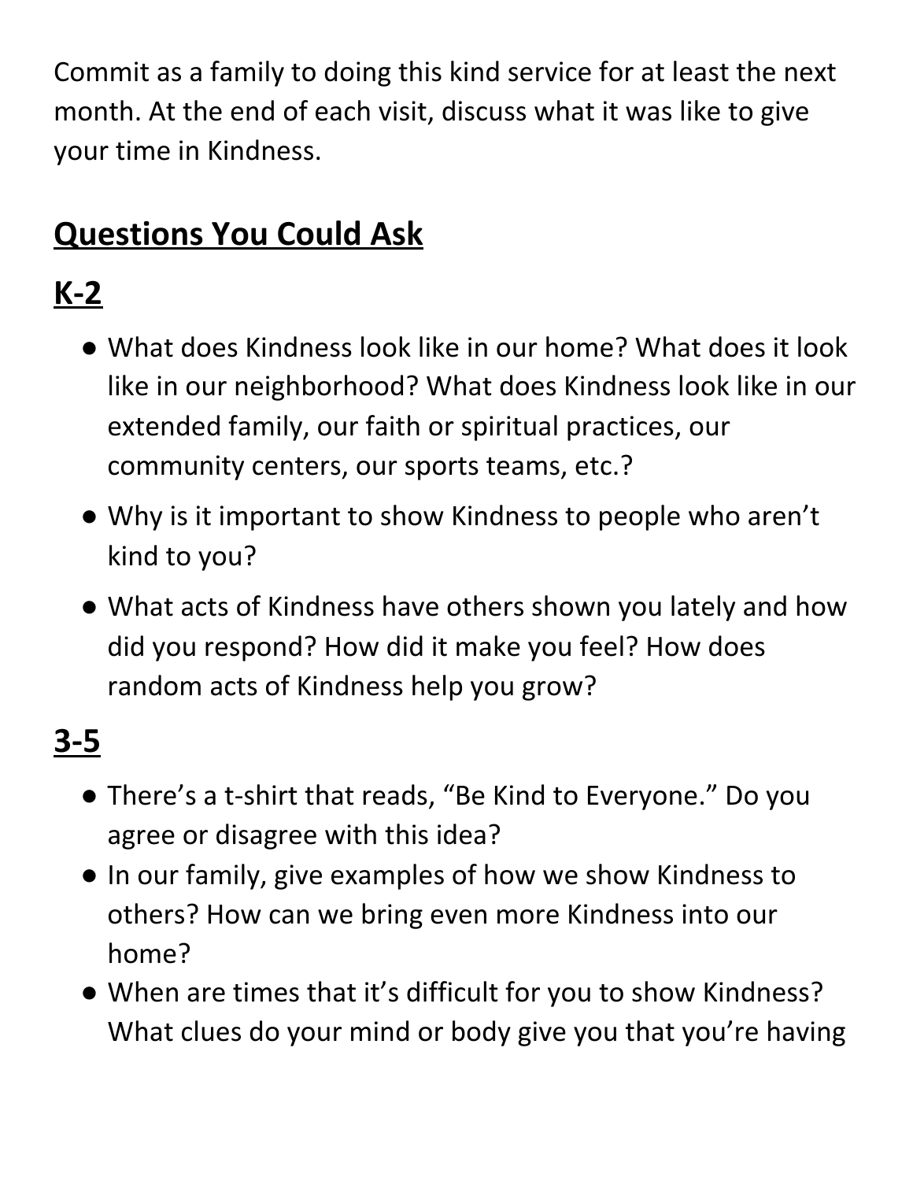Commit as a family to doing this kind service for at least the next month. At the end of each visit, discuss what it was like to give your time in Kindness.

## Questions You Could Ask

### K-2

- What does Kindness look like in our home? What does it look like in our neighborhood? What does Kindness look like in our extended family, our faith or spiritual practices, our community centers, our sports teams, etc.?
- Why is it important to show Kindness to people who aren't kind to you?
- What acts of Kindness have others shown you lately and how did you respond? How did it make you feel? How does random acts of Kindness help you grow?

### 3-5

- There's a t-shirt that reads, "Be Kind to Everyone." Do you agree or disagree with this idea?
- In our family, give examples of how we show Kindness to others? How can we bring even more Kindness into our home?
- When are times that it's difficult for you to show Kindness? What clues do your mind or body give you that you're having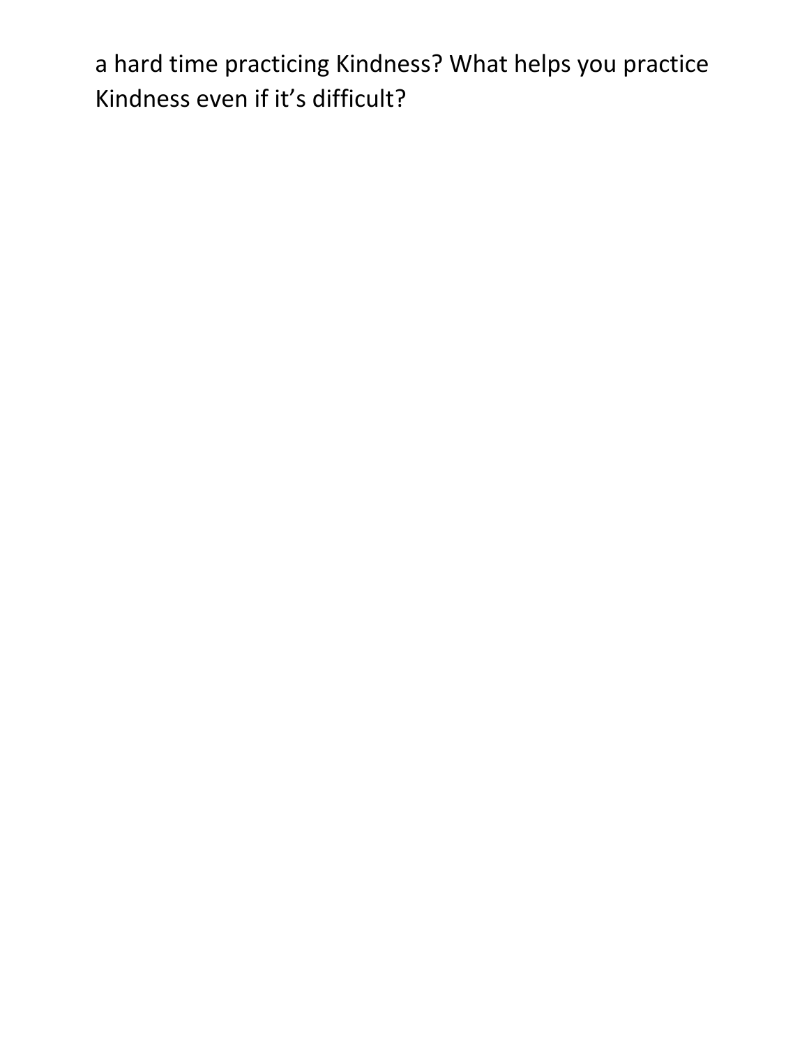a hard time practicing Kindness? What helps you practice Kindness even if it's difficult?